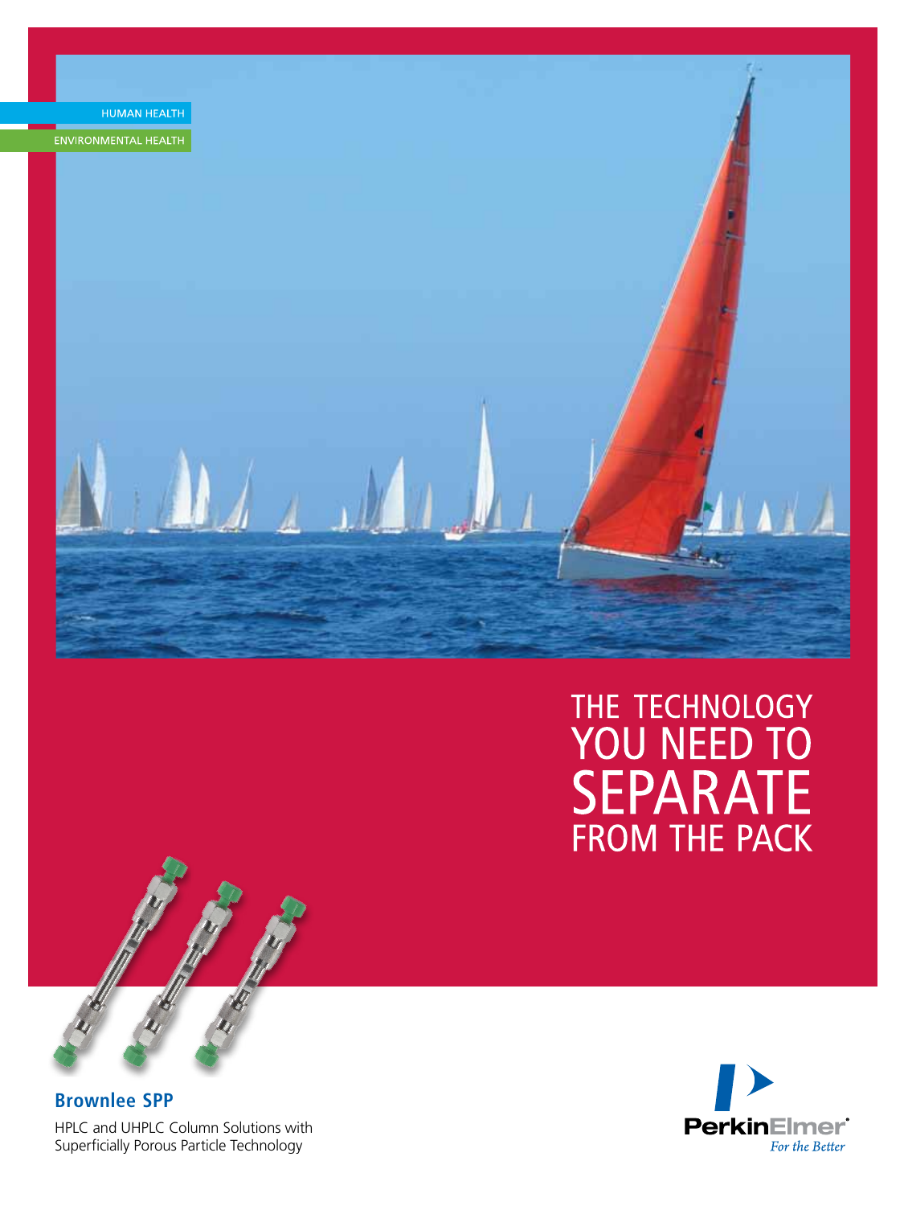HUMAN HEALTH

ENVIRONMENTAL HEALTH

# THE TECHNOLOGY YOU NEED TO SEPARATE FROM THE PACK

## Brownlee SPP

HPLC and UHPLC Column Solutions with Superficially Porous Particle Technology

PerkinElmer®

*For the Better*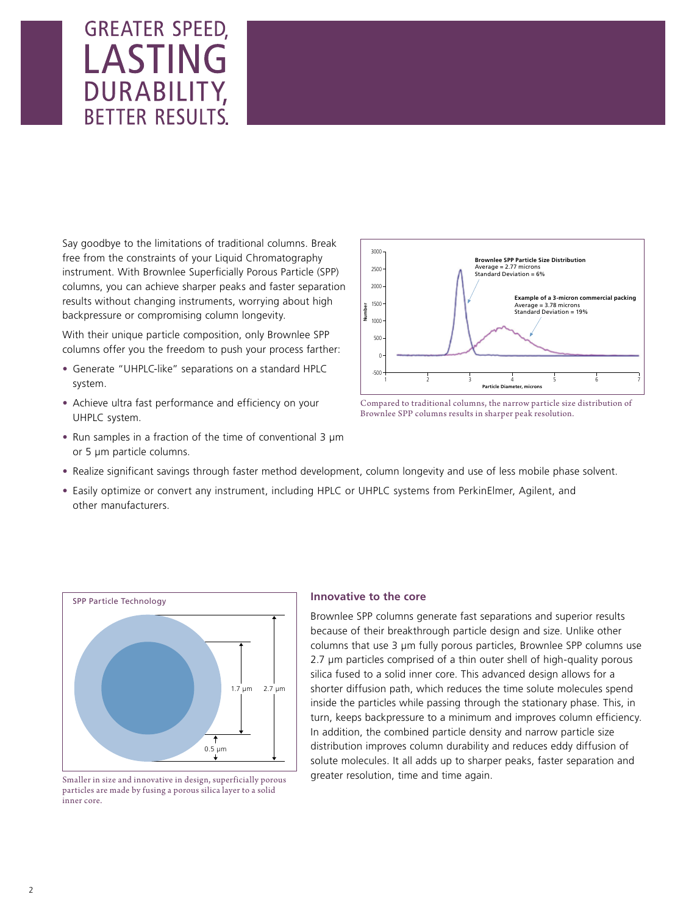# GREATER SPEED, LASTING DURABILITY, BETTER RESULTS.

Say goodbye to the limitations of traditional columns. Break free from the constraints of your Liquid Chromatography instrument. With Brownlee Superficially Porous Particle (SPP) columns, you can achieve sharper peaks and faster separation results without changing instruments, worrying about high backpressure or compromising column longevity.

With their unique particle composition, only Brownlee SPP columns offer you the freedom to push your process farther:

- Generate "UHPLC-like" separations on a standard HPLC system.
- Achieve ultra fast performance and efficiency on your UHPLC system.
- Run samples in a fraction of the time of conventional 3 µm or 5 µm particle columns.
- Realize significant savings through faster method development, column longevity and use of less mobile phase solvent.
- Easily optimize or convert any instrument, including HPLC or UHPLC systems from PerkinElmer, Agilent, and other manufacturers.

**Brownlee SPP Particle Size Distribution**
Average = 2.77 microns
Standard Deviation = 6%

**Example of a 3-micron commercial packing**
Average = 3.78 microns
Standard Deviation = 19%

Compared to traditional columns, the narrow particle size distribution of Brownlee SPP columns results in sharper peak resolution.

SPP Particle Technology

1.7 µm | 2.7 µm | 0.5 µm

Smaller in size and innovative in design, superficially porous particles are made by fusing a porous silica layer to a solid inner core.

### Innovative to the core

Brownlee SPP columns generate fast separations and superior results because of their breakthrough particle design and size. Unlike other columns that use 3 µm fully porous particles, Brownlee SPP columns use 2.7 µm particles comprised of a thin outer shell of high-quality porous silica fused to a solid inner core. This advanced design allows for a shorter diffusion path, which reduces the time solute molecules spend inside the particles while passing through the stationary phase. This, in turn, keeps backpressure to a minimum and improves column efficiency. In addition, the combined particle density and narrow particle size distribution improves column durability and reduces eddy diffusion of solute molecules. It all adds up to sharper peaks, faster separation and greater resolution, time and time again.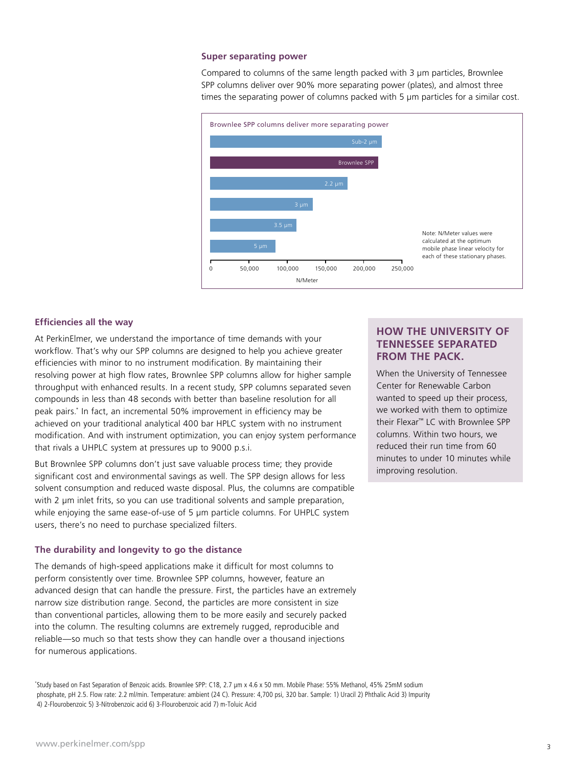### Super separating power

Compared to columns of the same length packed with 3 µm particles, Brownlee SPP columns deliver over 90% more separating power (plates), and almost three times the separating power of columns packed with 5 µm particles for a similar cost.

Brownlee SPP columns deliver more separating power

Sub-2 µm

Brownlee SPP

2.2 µm

3 µm

3.5 µm

5 µm

0 50,000 100,000 150,000 200,000 250,000

N/Meter

Note: N/Meter values were calculated at the optimum mobile phase linear velocity for each of these stationary phases.

### Efficiencies all the way

At PerkinElmer, we understand the importance of time demands with your workflow. That's why our SPP columns are designed to help you achieve greater efficiencies with minor to no instrument modification. By maintaining their resolving power at high flow rates, Brownlee SPP columns allow for higher sample throughput with enhanced results. In a recent study, SPP columns separated seven compounds in less than 48 seconds with better than baseline resolution for all peak pairs.* In fact, an incremental 50% improvement in efficiency may be achieved on your traditional analytical 400 bar HPLC system with no instrument modification. And with instrument optimization, you can enjoy system performance that rivals a UHPLC system at pressures up to 9000 p.s.i.

But Brownlee SPP columns don't just save valuable process time; they provide significant cost and environmental savings as well. The SPP design allows for less solvent consumption and reduced waste disposal. Plus, the columns are compatible with 2 µm inlet frits, so you can use traditional solvents and sample preparation, while enjoying the same ease-of-use of 5 µm particle columns. For UHPLC system users, there's no need to purchase specialized filters.

### The durability and longevity to go the distance

The demands of high-speed applications make it difficult for most columns to perform consistently over time. Brownlee SPP columns, however, feature an advanced design that can handle the pressure. First, the particles have an extremely narrow size distribution range. Second, the particles are more consistent in size than conventional particles, allowing them to be more easily and securely packed into the column. The resulting columns are extremely rugged, reproducible and reliable—so much so that tests show they can handle over a thousand injections for numerous applications.

### HOW THE UNIVERSITY OF TENNESSEE SEPARATED FROM THE PACK.

When the University of Tennessee Center for Renewable Carbon wanted to speed up their process, we worked with them to optimize their Flexar™ LC with Brownlee SPP columns. Within two hours, we reduced their run time from 60 minutes to under 10 minutes while improving resolution.

*Study based on Fast Separation of Benzoic acids. Brownlee SPP: C18, 2.7 µm x 4.6 x 50 mm. Mobile Phase: 55% Methanol, 45% 25mM sodium phosphate, pH 2.5. Flow rate: 2.2 ml/min. Temperature: ambient (24 C). Pressure: 4,700 psi, 320 bar. Sample: 1) Uracil 2) Phthalic Acid 3) Impurity 4) 2-Flourobenzoic 5) 3-Nitrobenzoic acid 6) 3-Flourobenzoic acid 7) m-Toluic Acid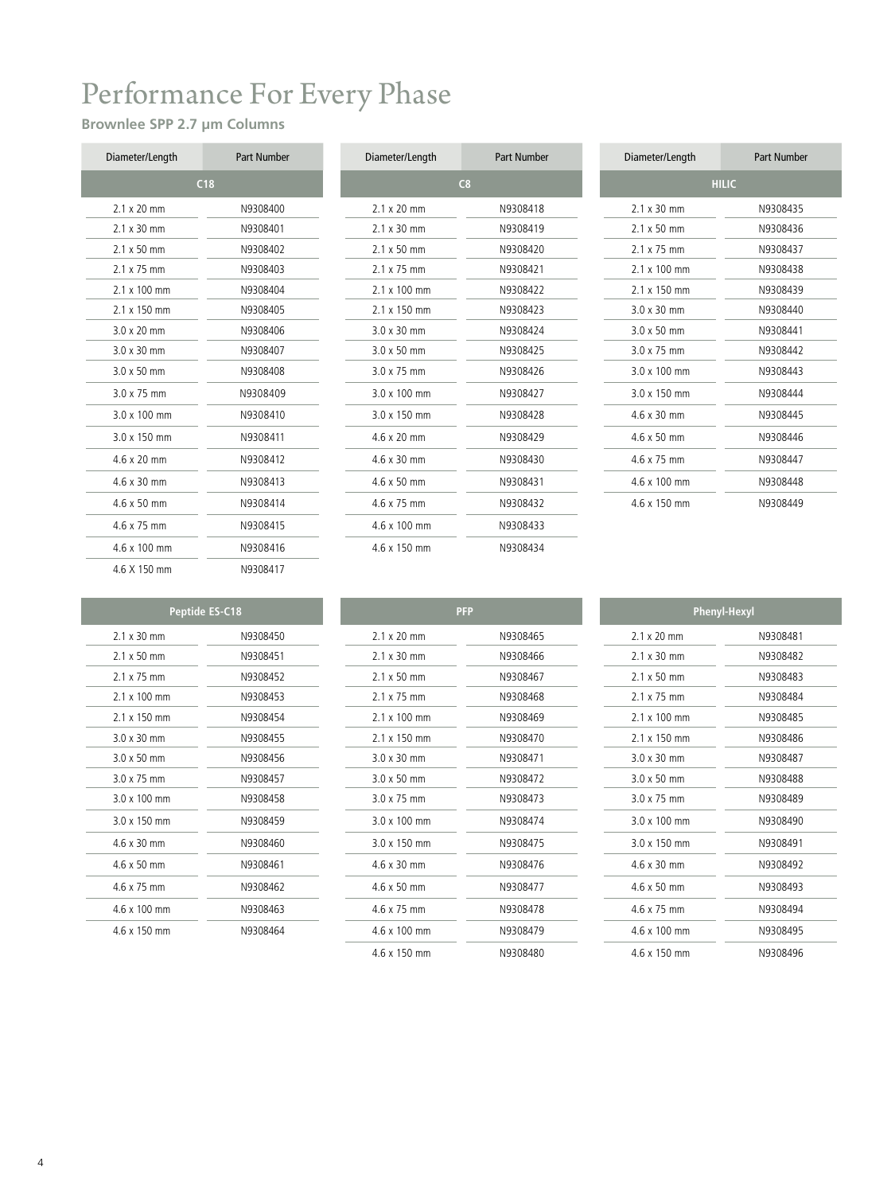# Performance For Every Phase

**Brownlee SPP 2.7 µm Columns**

| Diameter/Length | Part Number |
|---|---|
| **C18** | |
| 2.1 x 20 mm | N9308400 |
| 2.1 x 30 mm | N9308401 |
| 2.1 x 50 mm | N9308402 |
| 2.1 x 75 mm | N9308403 |
| 2.1 x 100 mm | N9308404 |
| 2.1 x 150 mm | N9308405 |
| 3.0 x 20 mm | N9308406 |
| 3.0 x 30 mm | N9308407 |
| 3.0 x 50 mm | N9308408 |
| 3.0 x 75 mm | N9308409 |
| 3.0 x 100 mm | N9308410 |
| 3.0 x 150 mm | N9308411 |
| 4.6 x 20 mm | N9308412 |
| 4.6 x 30 mm | N9308413 |
| 4.6 x 50 mm | N9308414 |
| 4.6 x 75 mm | N9308415 |
| 4.6 x 100 mm | N9308416 |
| 4.6 X 150 mm | N9308417 |

| Diameter/Length | Part Number |
|---|---|
| **C8** | |
| 2.1 x 20 mm | N9308418 |
| 2.1 x 30 mm | N9308419 |
| 2.1 x 50 mm | N9308420 |
| 2.1 x 75 mm | N9308421 |
| 2.1 x 100 mm | N9308422 |
| 2.1 x 150 mm | N9308423 |
| 3.0 x 30 mm | N9308424 |
| 3.0 x 50 mm | N9308425 |
| 3.0 x 75 mm | N9308426 |
| 3.0 x 100 mm | N9308427 |
| 3.0 x 150 mm | N9308428 |
| 4.6 x 20 mm | N9308429 |
| 4.6 x 30 mm | N9308430 |
| 4.6 x 50 mm | N9308431 |
| 4.6 x 75 mm | N9308432 |
| 4.6 x 100 mm | N9308433 |
| 4.6 x 150 mm | N9308434 |

| Diameter/Length | Part Number |
|---|---|
| **HILIC** | |
| 2.1 x 30 mm | N9308435 |
| 2.1 x 50 mm | N9308436 |
| 2.1 x 75 mm | N9308437 |
| 2.1 x 100 mm | N9308438 |
| 2.1 x 150 mm | N9308439 |
| 3.0 x 30 mm | N9308440 |
| 3.0 x 50 mm | N9308441 |
| 3.0 x 75 mm | N9308442 |
| 3.0 x 100 mm | N9308443 |
| 3.0 x 150 mm | N9308444 |
| 4.6 x 30 mm | N9308445 |
| 4.6 x 50 mm | N9308446 |
| 4.6 x 75 mm | N9308447 |
| 4.6 x 100 mm | N9308448 |
| 4.6 x 150 mm | N9308449 |

| **Peptide ES-C18** | |
|---|---|
| 2.1 x 30 mm | N9308450 |
| 2.1 x 50 mm | N9308451 |
| 2.1 x 75 mm | N9308452 |
| 2.1 x 100 mm | N9308453 |
| 2.1 x 150 mm | N9308454 |
| 3.0 x 30 mm | N9308455 |
| 3.0 x 50 mm | N9308456 |
| 3.0 x 75 mm | N9308457 |
| 3.0 x 100 mm | N9308458 |
| 3.0 x 150 mm | N9308459 |
| 4.6 x 30 mm | N9308460 |
| 4.6 x 50 mm | N9308461 |
| 4.6 x 75 mm | N9308462 |
| 4.6 x 100 mm | N9308463 |
| 4.6 x 150 mm | N9308464 |

| **PFP** | |
|---|---|
| 2.1 x 20 mm | N9308465 |
| 2.1 x 30 mm | N9308466 |
| 2.1 x 50 mm | N9308467 |
| 2.1 x 75 mm | N9308468 |
| 2.1 x 100 mm | N9308469 |
| 2.1 x 150 mm | N9308470 |
| 3.0 x 30 mm | N9308471 |
| 3.0 x 50 mm | N9308472 |
| 3.0 x 75 mm | N9308473 |
| 3.0 x 100 mm | N9308474 |
| 3.0 x 150 mm | N9308475 |
| 4.6 x 30 mm | N9308476 |
| 4.6 x 50 mm | N9308477 |
| 4.6 x 75 mm | N9308478 |
| 4.6 x 100 mm | N9308479 |
| 4.6 x 150 mm | N9308480 |

| **Phenyl-Hexyl** | |
|---|---|
| 2.1 x 20 mm | N9308481 |
| 2.1 x 30 mm | N9308482 |
| 2.1 x 50 mm | N9308483 |
| 2.1 x 75 mm | N9308484 |
| 2.1 x 100 mm | N9308485 |
| 2.1 x 150 mm | N9308486 |
| 3.0 x 30 mm | N9308487 |
| 3.0 x 50 mm | N9308488 |
| 3.0 x 75 mm | N9308489 |
| 3.0 x 100 mm | N9308490 |
| 3.0 x 150 mm | N9308491 |
| 4.6 x 30 mm | N9308492 |
| 4.6 x 50 mm | N9308493 |
| 4.6 x 75 mm | N9308494 |
| 4.6 x 100 mm | N9308495 |
| 4.6 x 150 mm | N9308496 |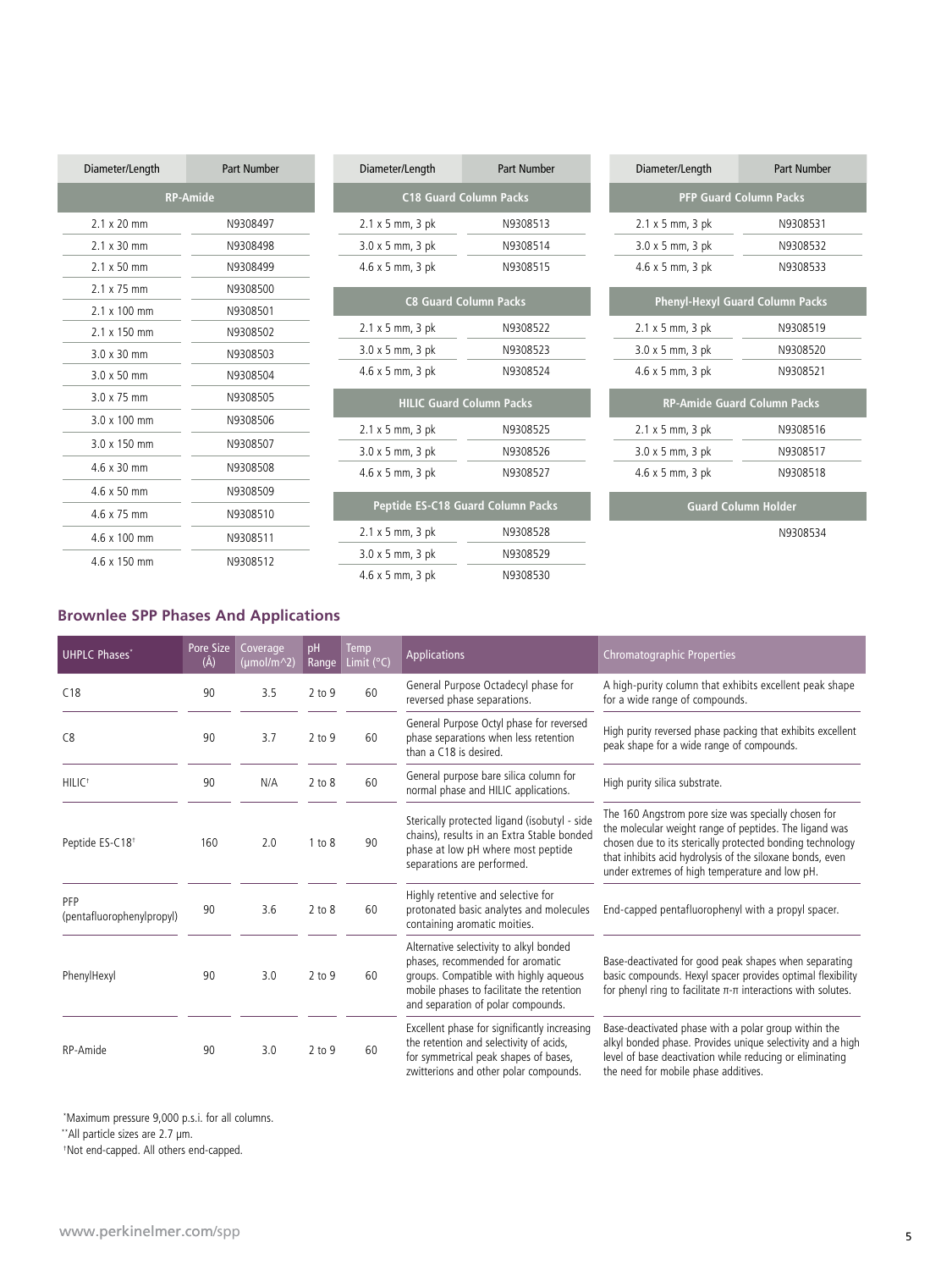| Diameter/Length | Part Number |
|---|---|
| **RP-Amide** | |
| 2.1 x 20 mm | N9308497 |
| 2.1 x 30 mm | N9308498 |
| 2.1 x 50 mm | N9308499 |
| 2.1 x 75 mm | N9308500 |
| 2.1 x 100 mm | N9308501 |
| 2.1 x 150 mm | N9308502 |
| 3.0 x 30 mm | N9308503 |
| 3.0 x 50 mm | N9308504 |
| 3.0 x 75 mm | N9308505 |
| 3.0 x 100 mm | N9308506 |
| 3.0 x 150 mm | N9308507 |
| 4.6 x 30 mm | N9308508 |
| 4.6 x 50 mm | N9308509 |
| 4.6 x 75 mm | N9308510 |
| 4.6 x 100 mm | N9308511 |
| 4.6 x 150 mm | N9308512 |

| Diameter/Length | Part Number |
|---|---|
| **C18 Guard Column Packs** | |
| 2.1 x 5 mm, 3 pk | N9308513 |
| 3.0 x 5 mm, 3 pk | N9308514 |
| 4.6 x 5 mm, 3 pk | N9308515 |
| **C8 Guard Column Packs** | |
| 2.1 x 5 mm, 3 pk | N9308522 |
| 3.0 x 5 mm, 3 pk | N9308523 |
| 4.6 x 5 mm, 3 pk | N9308524 |
| **HILIC Guard Column Packs** | |
| 2.1 x 5 mm, 3 pk | N9308525 |
| 3.0 x 5 mm, 3 pk | N9308526 |
| 4.6 x 5 mm, 3 pk | N9308527 |
| **Peptide ES-C18 Guard Column Packs** | |
| 2.1 x 5 mm, 3 pk | N9308528 |
| 3.0 x 5 mm, 3 pk | N9308529 |
| 4.6 x 5 mm, 3 pk | N9308530 |

| Diameter/Length | Part Number |
|---|---|
| **PFP Guard Column Packs** | |
| 2.1 x 5 mm, 3 pk | N9308531 |
| 3.0 x 5 mm, 3 pk | N9308532 |
| 4.6 x 5 mm, 3 pk | N9308533 |
| **Phenyl-Hexyl Guard Column Packs** | |
| 2.1 x 5 mm, 3 pk | N9308519 |
| 3.0 x 5 mm, 3 pk | N9308520 |
| 4.6 x 5 mm, 3 pk | N9308521 |
| **RP-Amide Guard Column Packs** | |
| 2.1 x 5 mm, 3 pk | N9308516 |
| 3.0 x 5 mm, 3 pk | N9308517 |
| 4.6 x 5 mm, 3 pk | N9308518 |
| **Guard Column Holder** | |
| | N9308534 |

## Brownlee SPP Phases And Applications

| UHPLC Phases* | Pore Size (Å) | Coverage (μmol/m^2) | pH Range | Temp Limit (°C) | Applications | Chromatographic Properties |
|---|---|---|---|---|---|---|
| C18 | 90 | 3.5 | 2 to 9 | 60 | General Purpose Octadecyl phase for reversed phase separations. | A high-purity column that exhibits excellent peak shape for a wide range of compounds. |
| C8 | 90 | 3.7 | 2 to 9 | 60 | General Purpose Octyl phase for reversed phase separations when less retention than a C18 is desired. | High purity reversed phase packing that exhibits excellent peak shape for a wide range of compounds. |
| HILIC† | 90 | N/A | 2 to 8 | 60 | General purpose bare silica column for normal phase and HILIC applications. | High purity silica substrate. |
| Peptide ES-C18† | 160 | 2.0 | 1 to 8 | 90 | Sterically protected ligand (isobutyl - side chains), results in an Extra Stable bonded phase at low pH where most peptide separations are performed. | The 160 Angstrom pore size was specially chosen for the molecular weight range of peptides. The ligand was chosen due to its sterically protected bonding technology that inhibits acid hydrolysis of the siloxane bonds, even under extremes of high temperature and low pH. |
| PFP (pentafluorophenylpropyl) | 90 | 3.6 | 2 to 8 | 60 | Highly retentive and selective for protonated basic analytes and molecules containing aromatic moities. | End-capped pentafluorophenyl with a propyl spacer. |
| PhenylHexyl | 90 | 3.0 | 2 to 9 | 60 | Alternative selectivity to alkyl bonded phases, recommended for aromatic groups. Compatible with highly aqueous mobile phases to facilitate the retention and separation of polar compounds. | Base-deactivated for good peak shapes when separating basic compounds. Hexyl spacer provides optimal flexibility for phenyl ring to facilitate π-π interactions with solutes. |
| RP-Amide | 90 | 3.0 | 2 to 9 | 60 | Excellent phase for significantly increasing the retention and selectivity of acids, for symmetrical peak shapes of bases, zwitterions and other polar compounds. | Base-deactivated phase with a polar group within the alkyl bonded phase. Provides unique selectivity and a high level of base deactivation while reducing or eliminating the need for mobile phase additives. |

*Maximum pressure 9,000 p.s.i. for all columns.

**All particle sizes are 2.7 μm.

†Not end-capped. All others end-capped.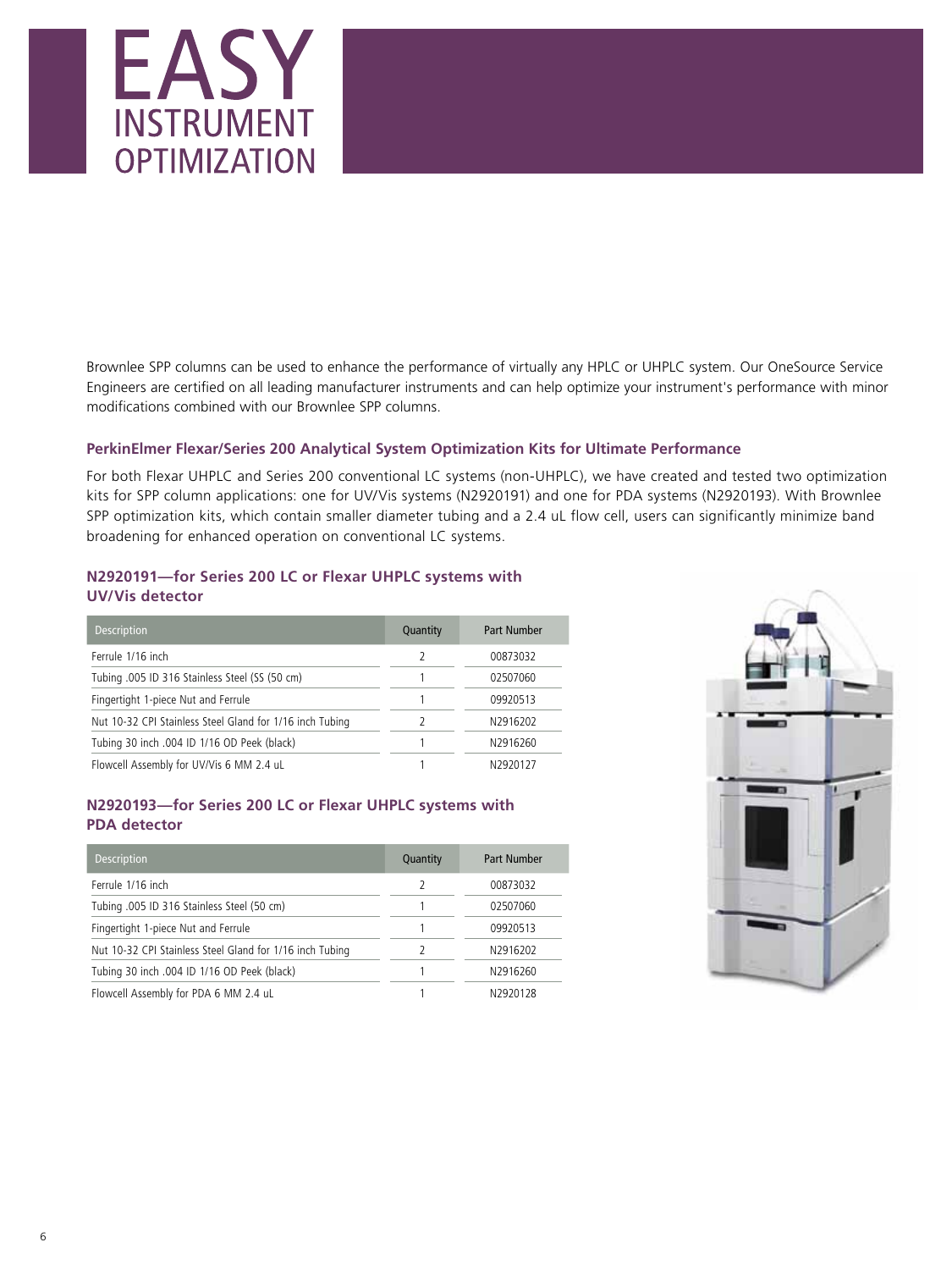# EASY INSTRUMENT OPTIMIZATION

Brownlee SPP columns can be used to enhance the performance of virtually any HPLC or UHPLC system. Our OneSource Service Engineers are certified on all leading manufacturer instruments and can help optimize your instrument's performance with minor modifications combined with our Brownlee SPP columns.

### PerkinElmer Flexar/Series 200 Analytical System Optimization Kits for Ultimate Performance

For both Flexar UHPLC and Series 200 conventional LC systems (non-UHPLC), we have created and tested two optimization kits for SPP column applications: one for UV/Vis systems (N2920191) and one for PDA systems (N2920193). With Brownlee SPP optimization kits, which contain smaller diameter tubing and a 2.4 uL flow cell, users can significantly minimize band broadening for enhanced operation on conventional LC systems.

### N2920191—for Series 200 LC or Flexar UHPLC systems with UV/Vis detector

| Description | Quantity | Part Number |
|---|---|---|
| Ferrule 1/16 inch | 2 | 00873032 |
| Tubing .005 ID 316 Stainless Steel (SS (50 cm) | 1 | 02507060 |
| Fingertight 1-piece Nut and Ferrule | 1 | 09920513 |
| Nut 10-32 CPI Stainless Steel Gland for 1/16 inch Tubing | 2 | N2916202 |
| Tubing 30 inch .004 ID 1/16 OD Peek (black) | 1 | N2916260 |
| Flowcell Assembly for UV/Vis 6 MM 2.4 uL | 1 | N2920127 |

### N2920193—for Series 200 LC or Flexar UHPLC systems with PDA detector

| Description | Quantity | Part Number |
|---|---|---|
| Ferrule 1/16 inch | 2 | 00873032 |
| Tubing .005 ID 316 Stainless Steel (50 cm) | 1 | 02507060 |
| Fingertight 1-piece Nut and Ferrule | 1 | 09920513 |
| Nut 10-32 CPI Stainless Steel Gland for 1/16 inch Tubing | 2 | N2916202 |
| Tubing 30 inch .004 ID 1/16 OD Peek (black) | 1 | N2916260 |
| Flowcell Assembly for PDA 6 MM 2.4 uL | 1 | N2920128 |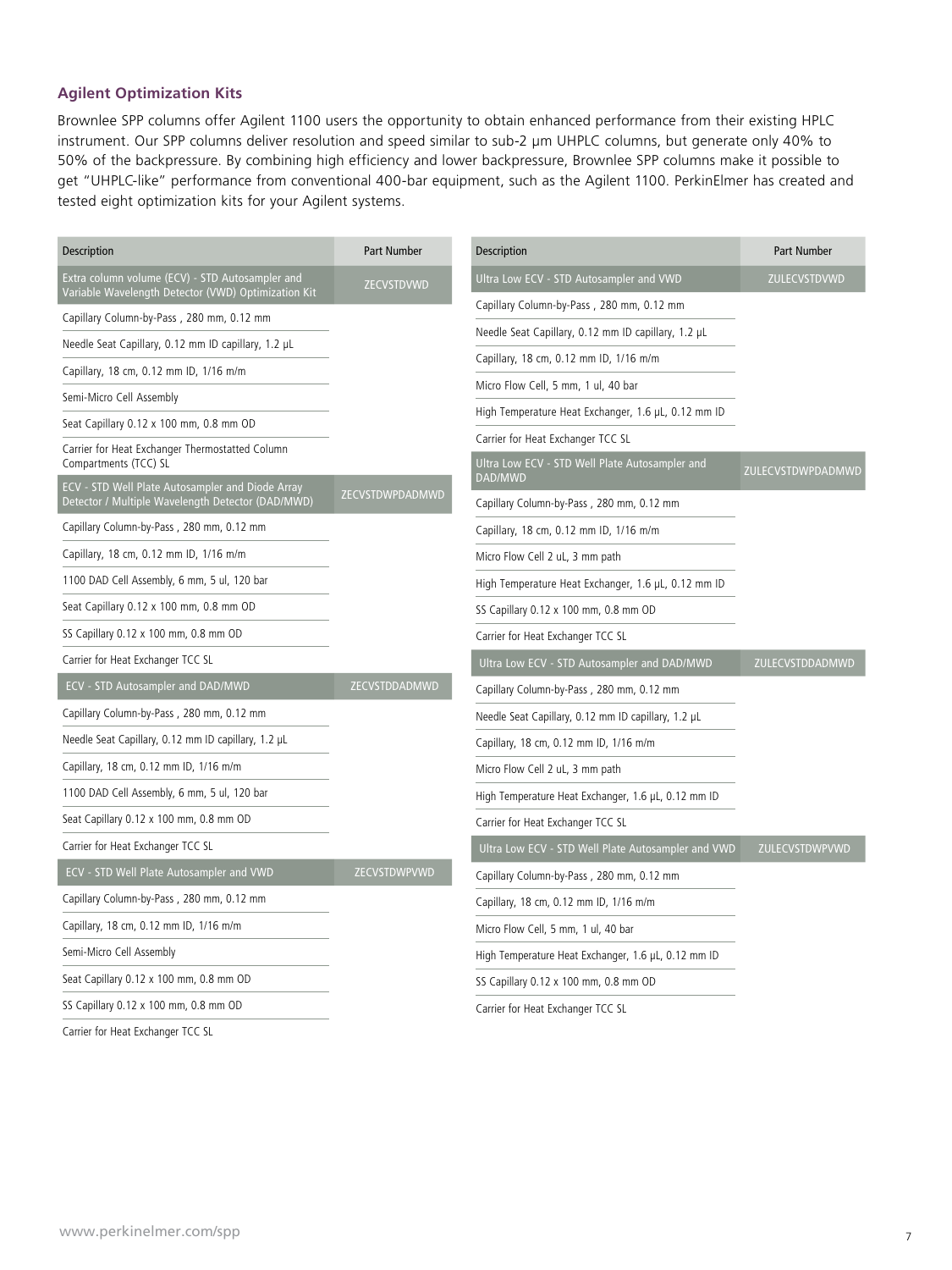### Agilent Optimization Kits

Brownlee SPP columns offer Agilent 1100 users the opportunity to obtain enhanced performance from their existing HPLC instrument. Our SPP columns deliver resolution and speed similar to sub-2 µm UHPLC columns, but generate only 40% to 50% of the backpressure. By combining high efficiency and lower backpressure, Brownlee SPP columns make it possible to get "UHPLC-like" performance from conventional 400-bar equipment, such as the Agilent 1100. PerkinElmer has created and tested eight optimization kits for your Agilent systems.

| Description | Part Number |
|---|---|
| **Extra column volume (ECV) - STD Autosampler and Variable Wavelength Detector (VWD) Optimization Kit** | **ZECVSTDVWD** |
| Capillary Column-by-Pass , 280 mm, 0.12 mm | |
| Needle Seat Capillary, 0.12 mm ID capillary, 1.2 µL | |
| Capillary, 18 cm, 0.12 mm ID, 1/16 m/m | |
| Semi-Micro Cell Assembly | |
| Seat Capillary 0.12 x 100 mm, 0.8 mm OD | |
| Carrier for Heat Exchanger Thermostatted Column Compartments (TCC) SL | |
| **ECV - STD Well Plate Autosampler and Diode Array Detector / Multiple Wavelength Detector (DAD/MWD)** | **ZECVSTDWPDADMWD** |
| Capillary Column-by-Pass , 280 mm, 0.12 mm | |
| Capillary, 18 cm, 0.12 mm ID, 1/16 m/m | |
| 1100 DAD Cell Assembly, 6 mm, 5 ul, 120 bar | |
| Seat Capillary 0.12 x 100 mm, 0.8 mm OD | |
| SS Capillary 0.12 x 100 mm, 0.8 mm OD | |
| Carrier for Heat Exchanger TCC SL | |
| **ECV - STD Autosampler and DAD/MWD** | **ZECVSTDDADMWD** |
| Capillary Column-by-Pass , 280 mm, 0.12 mm | |
| Needle Seat Capillary, 0.12 mm ID capillary, 1.2 µL | |
| Capillary, 18 cm, 0.12 mm ID, 1/16 m/m | |
| 1100 DAD Cell Assembly, 6 mm, 5 ul, 120 bar | |
| Seat Capillary 0.12 x 100 mm, 0.8 mm OD | |
| Carrier for Heat Exchanger TCC SL | |
| **ECV - STD Well Plate Autosampler and VWD** | **ZECVSTDWPVWD** |
| Capillary Column-by-Pass , 280 mm, 0.12 mm | |
| Capillary, 18 cm, 0.12 mm ID, 1/16 m/m | |
| Semi-Micro Cell Assembly | |
| Seat Capillary 0.12 x 100 mm, 0.8 mm OD | |
| SS Capillary 0.12 x 100 mm, 0.8 mm OD | |
| Carrier for Heat Exchanger TCC SL | |

| Description | Part Number |
|---|---|
| **Ultra Low ECV - STD Autosampler and VWD** | **ZULECVSTDVWD** |
| Capillary Column-by-Pass , 280 mm, 0.12 mm | |
| Needle Seat Capillary, 0.12 mm ID capillary, 1.2 µL | |
| Capillary, 18 cm, 0.12 mm ID, 1/16 m/m | |
| Micro Flow Cell, 5 mm, 1 ul, 40 bar | |
| High Temperature Heat Exchanger, 1.6 µL, 0.12 mm ID | |
| Carrier for Heat Exchanger TCC SL | |
| **Ultra Low ECV - STD Well Plate Autosampler and DAD/MWD** | **ZULECVSTDWPDADMWD** |
| Capillary Column-by-Pass , 280 mm, 0.12 mm | |
| Capillary, 18 cm, 0.12 mm ID, 1/16 m/m | |
| Micro Flow Cell 2 uL, 3 mm path | |
| High Temperature Heat Exchanger, 1.6 µL, 0.12 mm ID | |
| SS Capillary 0.12 x 100 mm, 0.8 mm OD | |
| Carrier for Heat Exchanger TCC SL | |
| **Ultra Low ECV - STD Autosampler and DAD/MWD** | **ZULECVSTDDADMWD** |
| Capillary Column-by-Pass , 280 mm, 0.12 mm | |
| Needle Seat Capillary, 0.12 mm ID capillary, 1.2 µL | |
| Capillary, 18 cm, 0.12 mm ID, 1/16 m/m | |
| Micro Flow Cell 2 uL, 3 mm path | |
| High Temperature Heat Exchanger, 1.6 µL, 0.12 mm ID | |
| Carrier for Heat Exchanger TCC SL | |
| **Ultra Low ECV - STD Well Plate Autosampler and VWD** | **ZULECVSTDWPVWD** |
| Capillary Column-by-Pass , 280 mm, 0.12 mm | |
| Capillary, 18 cm, 0.12 mm ID, 1/16 m/m | |
| Micro Flow Cell, 5 mm, 1 ul, 40 bar | |
| High Temperature Heat Exchanger, 1.6 µL, 0.12 mm ID | |
| SS Capillary 0.12 x 100 mm, 0.8 mm OD | |
| Carrier for Heat Exchanger TCC SL | |

www.perkinelmer.com/spp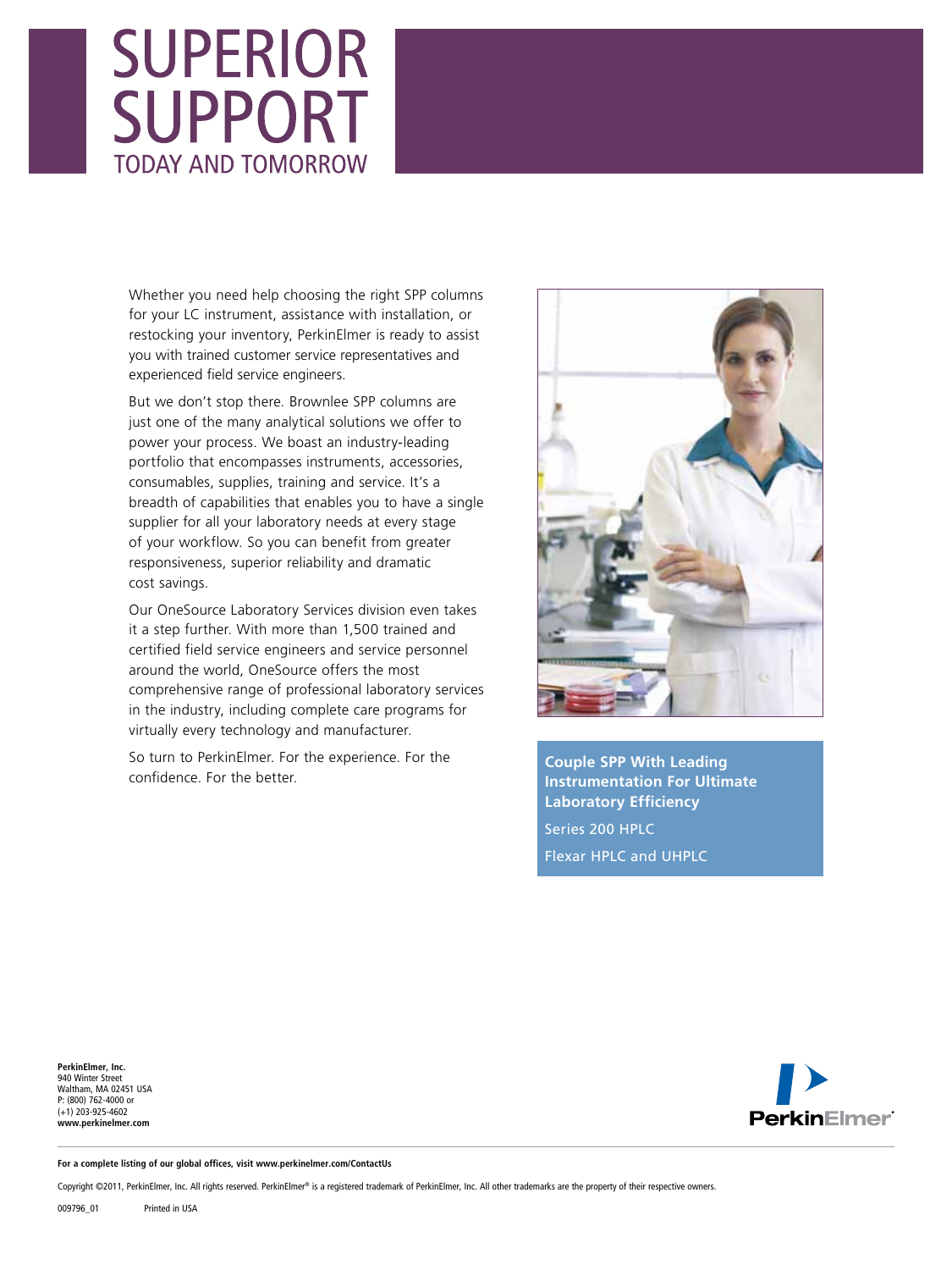# SUPERIOR SUPPORT

## TODAY AND TOMORROW

Whether you need help choosing the right SPP columns for your LC instrument, assistance with installation, or restocking your inventory, PerkinElmer is ready to assist you with trained customer service representatives and experienced field service engineers.

But we don't stop there. Brownlee SPP columns are just one of the many analytical solutions we offer to power your process. We boast an industry-leading portfolio that encompasses instruments, accessories, consumables, supplies, training and service. It's a breadth of capabilities that enables you to have a single supplier for all your laboratory needs at every stage of your workflow. So you can benefit from greater responsiveness, superior reliability and dramatic cost savings.

Our OneSource Laboratory Services division even takes it a step further. With more than 1,500 trained and certified field service engineers and service personnel around the world, OneSource offers the most comprehensive range of professional laboratory services in the industry, including complete care programs for virtually every technology and manufacturer.

So turn to PerkinElmer. For the experience. For the confidence. For the better.

**Couple SPP With Leading Instrumentation For Ultimate Laboratory Efficiency**

Series 200 HPLC

Flexar HPLC and UHPLC

**PerkinElmer, Inc.**
940 Winter Street
Waltham, MA 02451 USA
P: (800) 762-4000 or
(+1) 203-925-4602
**www.perkinelmer.com**

PerkinElmer

**For a complete listing of our global offices, visit www.perkinelmer.com/ContactUs**

Copyright ©2011, PerkinElmer, Inc. All rights reserved. PerkinElmer® is a registered trademark of PerkinElmer, Inc. All other trademarks are the property of their respective owners.

009796_01 Printed in USA